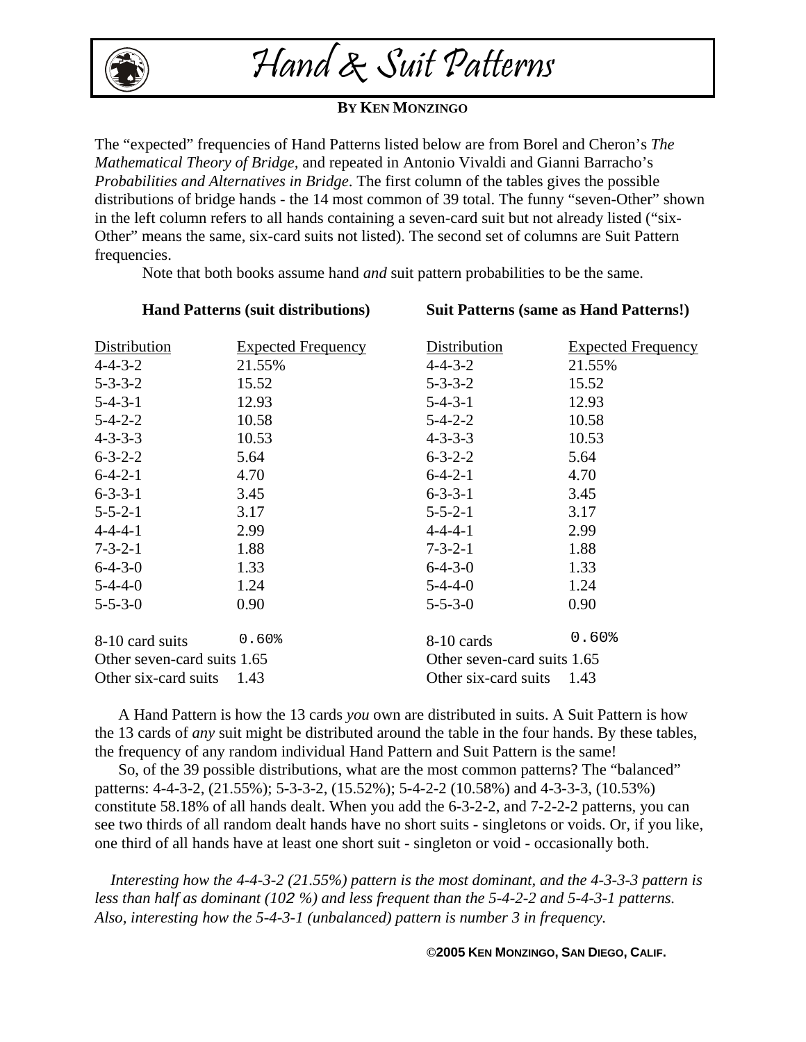# Hand & Suit Patterns

**BY KEN MONZINGO**

The "expected" frequencies of Hand Patterns listed below are from Borel and Cheron's *The Mathematical Theory of Bridge*, and repeated in Antonio Vivaldi and Gianni Barracho's *Probabilities and Alternatives in Bridge*. The first column of the tables gives the possible distributions of bridge hands - the 14 most common of 39 total. The funny "seven-Other" shown in the left column refers to all hands containing a seven-card suit but not already listed ("six-Other" means the same, six-card suits not listed). The second set of columns are Suit Pattern frequencies.

Note that both books assume hand *and* suit pattern probabilities to be the same.

**Hand Patterns (suit distributions)**

| Distribution | Expected Frequency |
|---|---|
| 4-4-3-2 | 21.55% |
| 5-3-3-2 | 15.52 |
| 5-4-3-1 | 12.93 |
| 5-4-2-2 | 10.58 |
| 4-3-3-3 | 10.53 |
| 6-3-2-2 | 5.64 |
| 6-4-2-1 | 4.70 |
| 6-3-3-1 | 3.45 |
| 5-5-2-1 | 3.17 |
| 4-4-4-1 | 2.99 |
| 7-3-2-1 | 1.88 |
| 6-4-3-0 | 1.33 |
| 5-4-4-0 | 1.24 |
| 5-5-3-0 | 0.90 |
| 8-10 card suits | 0.60% |
| Other seven-card suits | 1.65 |
| Other six-card suits | 1.43 |

**Suit Patterns (same as Hand Patterns!)**

| Distribution | Expected Frequency |
|---|---|
| 4-4-3-2 | 21.55% |
| 5-3-3-2 | 15.52 |
| 5-4-3-1 | 12.93 |
| 5-4-2-2 | 10.58 |
| 4-3-3-3 | 10.53 |
| 6-3-2-2 | 5.64 |
| 6-4-2-1 | 4.70 |
| 6-3-3-1 | 3.45 |
| 5-5-2-1 | 3.17 |
| 4-4-4-1 | 2.99 |
| 7-3-2-1 | 1.88 |
| 6-4-3-0 | 1.33 |
| 5-4-4-0 | 1.24 |
| 5-5-3-0 | 0.90 |
| 8-10 cards | 0.60% |
| Other seven-card suits | 1.65 |
| Other six-card suits | 1.43 |

A Hand Pattern is how the 13 cards *you* own are distributed in suits. A Suit Pattern is how the 13 cards of *any* suit might be distributed around the table in the four hands. By these tables, the frequency of any random individual Hand Pattern and Suit Pattern is the same!

So, of the 39 possible distributions, what are the most common patterns? The "balanced" patterns: 4-4-3-2, (21.55%); 5-3-3-2, (15.52%); 5-4-2-2 (10.58%) and 4-3-3-3, (10.53%) constitute 58.18% of all hands dealt. When you add the 6-3-2-2, and 7-2-2-2 patterns, you can see two thirds of all random dealt hands have no short suits - singletons or voids. Or, if you like, one third of all hands have at least one short suit - singleton or void - occasionally both.

*Interesting how the 4-4-3-2 (21.55%) pattern is the most dominant, and the 4-3-3-3 pattern is less than half as dominant (102 %) and less frequent than the 5-4-2-2 and 5-4-3-1 patterns. Also, interesting how the 5-4-3-1 (unbalanced) pattern is number 3 in frequency.*

**©2005 KEN MONZINGO, SAN DIEGO, CALIF.**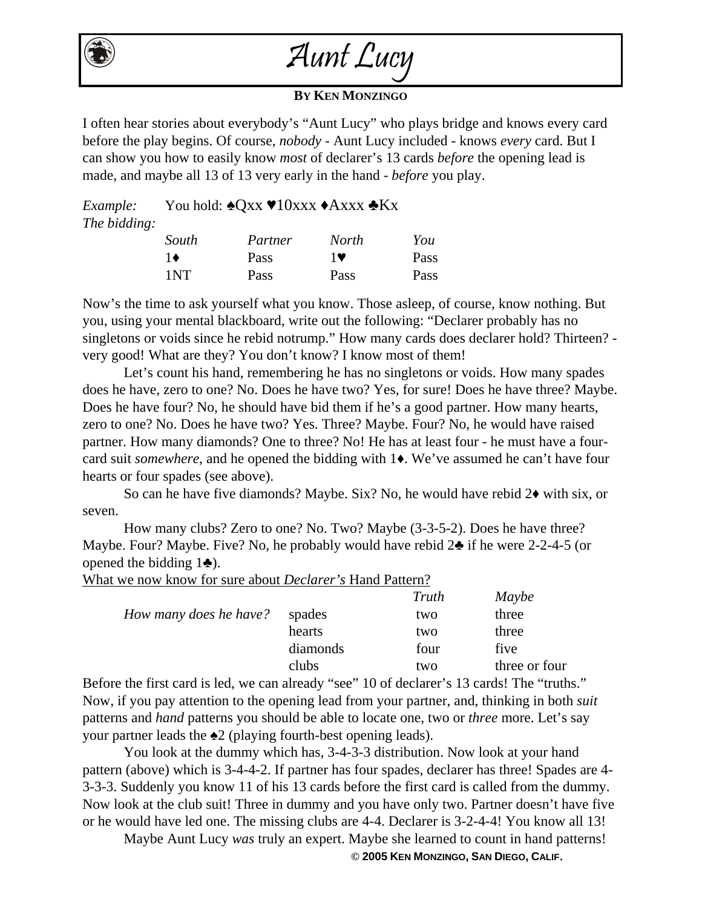# Aunt Lucy

**BY KEN MONZINGO**

I often hear stories about everybody's "Aunt Lucy" who plays bridge and knows every card before the play begins. Of course, *nobody* - Aunt Lucy included - knows *every* card. But I can show you how to easily know *most* of declarer's 13 cards *before* the opening lead is made, and maybe all 13 of 13 very early in the hand - *before* you play.

*Example:* You hold: ♠Qxx ♥10xxx ♦Axxx ♣Kx

*The bidding:*

| *South* | *Partner* | *North* | *You* |
|---|---|---|---|
| 1♦ | Pass | 1♥ | Pass |
| 1NT | Pass | Pass | Pass |

Now's the time to ask yourself what you know. Those asleep, of course, know nothing. But you, using your mental blackboard, write out the following: "Declarer probably has no singletons or voids since he rebid notrump." How many cards does declarer hold? Thirteen? - very good! What are they? You don't know? I know most of them!

Let's count his hand, remembering he has no singletons or voids. How many spades does he have, zero to one? No. Does he have two? Yes, for sure! Does he have three? Maybe. Does he have four? No, he should have bid them if he's a good partner. How many hearts, zero to one? No. Does he have two? Yes. Three? Maybe. Four? No, he would have raised partner. How many diamonds? One to three? No! He has at least four - he must have a four-card suit *somewhere*, and he opened the bidding with 1♦. We've assumed he can't have four hearts or four spades (see above).

So can he have five diamonds? Maybe. Six? No, he would have rebid 2♦ with six, or seven.

How many clubs? Zero to one? No. Two? Maybe (3-3-5-2). Does he have three? Maybe. Four? Maybe. Five? No, he probably would have rebid 2♣ if he were 2-2-4-5 (or opened the bidding 1♣).

What we now know for sure about *Declarer's* Hand Pattern?

| | | *Truth* | *Maybe* |
|---|---|---|---|
| *How many does he have?* | spades | two | three |
| | hearts | two | three |
| | diamonds | four | five |
| | clubs | two | three or four |

Before the first card is led, we can already "see" 10 of declarer's 13 cards! The "truths." Now, if you pay attention to the opening lead from your partner, and, thinking in both *suit* patterns and *hand* patterns you should be able to locate one, two or *three* more. Let's say your partner leads the ♠2 (playing fourth-best opening leads).

You look at the dummy which has, 3-4-3-3 distribution. Now look at your hand pattern (above) which is 3-4-4-2. If partner has four spades, declarer has three! Spades are 4-3-3-3. Suddenly you know 11 of his 13 cards before the first card is called from the dummy. Now look at the club suit! Three in dummy and you have only two. Partner doesn't have five or he would have led one. The missing clubs are 4-4. Declarer is 3-2-4-4! You know all 13!

Maybe Aunt Lucy *was* truly an expert. Maybe she learned to count in hand patterns!

© **2005 KEN MONZINGO, SAN DIEGO, CALIF.**